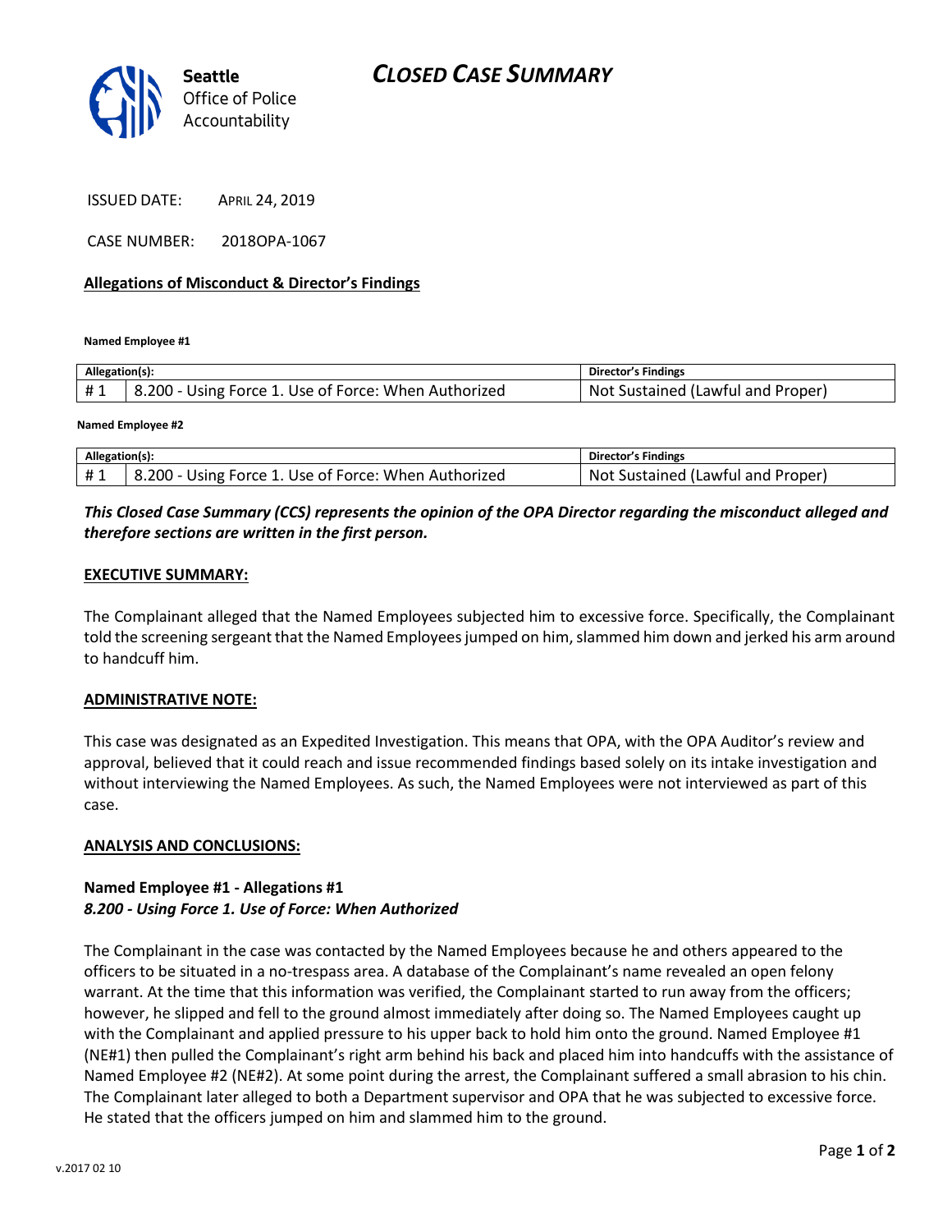# CLOSED CASE SUMMARY

Seattle Office of Police Accountability

ISSUED DATE: APRIL 24, 2019

CASE NUMBER: 2018OPA-1067

**Allegations of Misconduct & Director's Findings**

**Named Employee #1**

| Allegation(s): | | Director's Findings |
|---|---|---|
| # 1 | 8.200 - Using Force 1. Use of Force: When Authorized | Not Sustained (Lawful and Proper) |

**Named Employee #2**

| Allegation(s): | | Director's Findings |
|---|---|---|
| # 1 | 8.200 - Using Force 1. Use of Force: When Authorized | Not Sustained (Lawful and Proper) |

***This Closed Case Summary (CCS) represents the opinion of the OPA Director regarding the misconduct alleged and therefore sections are written in the first person.***

**EXECUTIVE SUMMARY:**

The Complainant alleged that the Named Employees subjected him to excessive force. Specifically, the Complainant told the screening sergeant that the Named Employees jumped on him, slammed him down and jerked his arm around to handcuff him.

**ADMINISTRATIVE NOTE:**

This case was designated as an Expedited Investigation. This means that OPA, with the OPA Auditor's review and approval, believed that it could reach and issue recommended findings based solely on its intake investigation and without interviewing the Named Employees. As such, the Named Employees were not interviewed as part of this case.

**ANALYSIS AND CONCLUSIONS:**

**Named Employee #1 - Allegations #1**
***8.200 - Using Force 1. Use of Force: When Authorized***

The Complainant in the case was contacted by the Named Employees because he and others appeared to the officers to be situated in a no-trespass area. A database of the Complainant's name revealed an open felony warrant. At the time that this information was verified, the Complainant started to run away from the officers; however, he slipped and fell to the ground almost immediately after doing so. The Named Employees caught up with the Complainant and applied pressure to his upper back to hold him onto the ground. Named Employee #1 (NE#1) then pulled the Complainant's right arm behind his back and placed him into handcuffs with the assistance of Named Employee #2 (NE#2). At some point during the arrest, the Complainant suffered a small abrasion to his chin. The Complainant later alleged to both a Department supervisor and OPA that he was subjected to excessive force. He stated that the officers jumped on him and slammed him to the ground.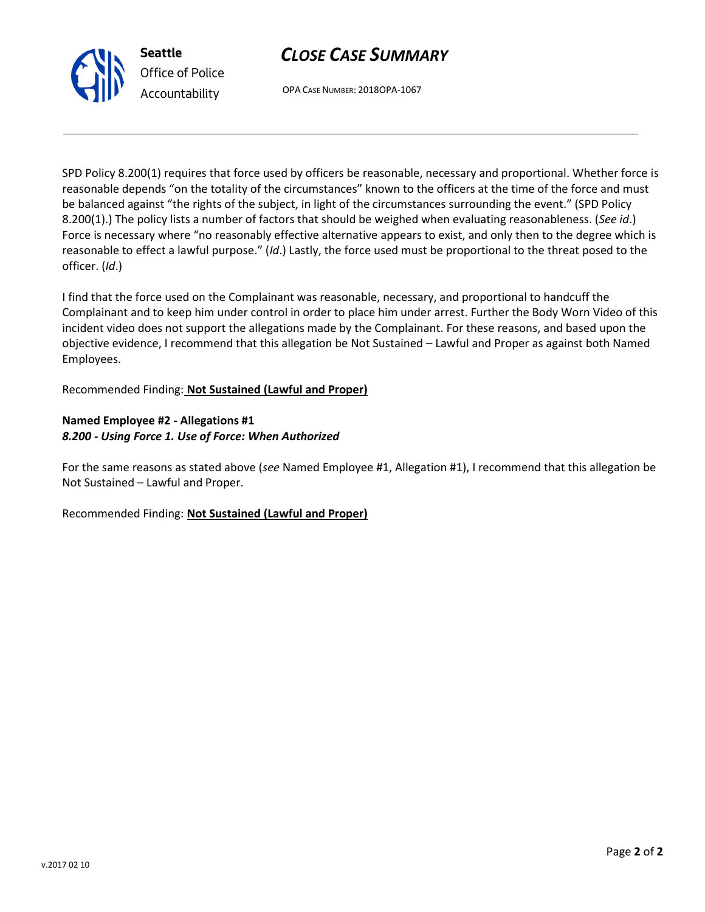SPD Policy 8.200(1) requires that force used by officers be reasonable, necessary and proportional. Whether force is reasonable depends "on the totality of the circumstances" known to the officers at the time of the force and must be balanced against "the rights of the subject, in light of the circumstances surrounding the event." (SPD Policy 8.200(1).) The policy lists a number of factors that should be weighed when evaluating reasonableness. (*See id*.) Force is necessary where "no reasonably effective alternative appears to exist, and only then to the degree which is reasonable to effect a lawful purpose." (*Id*.) Lastly, the force used must be proportional to the threat posed to the officer. (*Id*.)

I find that the force used on the Complainant was reasonable, necessary, and proportional to handcuff the Complainant and to keep him under control in order to place him under arrest. Further the Body Worn Video of this incident video does not support the allegations made by the Complainant. For these reasons, and based upon the objective evidence, I recommend that this allegation be Not Sustained – Lawful and Proper as against both Named Employees.

Recommended Finding: **Not Sustained (Lawful and Proper)**

**Named Employee #2 - Allegations #1**
***8.200 - Using Force 1. Use of Force: When Authorized***

For the same reasons as stated above (*see* Named Employee #1, Allegation #1), I recommend that this allegation be Not Sustained – Lawful and Proper.

Recommended Finding: **Not Sustained (Lawful and Proper)**